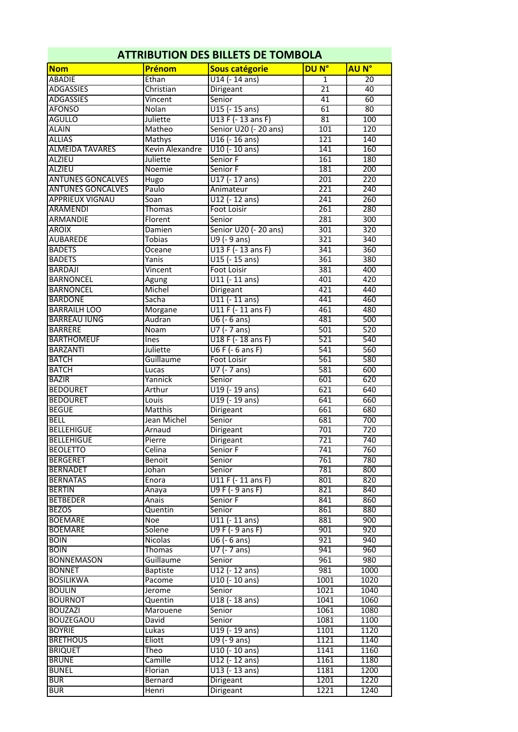# ATTRIBUTION DES BILLETS DE TOMBOLA

| Nom | Prénom | Sous catégorie | DU N° | AU N° |
|---|---|---|---|---|
| ABADIE | Ethan | U14 (- 14 ans) | 1 | 20 |
| ADGASSIES | Christian | Dirigeant | 21 | 40 |
| ADGASSIES | Vincent | Senior | 41 | 60 |
| AFONSO | Nolan | U15 (- 15 ans) | 61 | 80 |
| AGULLO | Juliette | U13 F (- 13 ans F) | 81 | 100 |
| ALAIN | Matheo | Senior U20 (- 20 ans) | 101 | 120 |
| ALLIAS | Mathys | U16 (- 16 ans) | 121 | 140 |
| ALMEIDA TAVARES | Kevin Alexandre | U10 (- 10 ans) | 141 | 160 |
| ALZIEU | Juliette | Senior F | 161 | 180 |
| ALZIEU | Noemie | Senior F | 181 | 200 |
| ANTUNES GONCALVES | Hugo | U17 (- 17 ans) | 201 | 220 |
| ANTUNES GONCALVES | Paulo | Animateur | 221 | 240 |
| APPRIEUX VIGNAU | Soan | U12 (- 12 ans) | 241 | 260 |
| ARAMENDI | Thomas | Foot Loisir | 261 | 280 |
| ARMANDIE | Florent | Senior | 281 | 300 |
| AROIX | Damien | Senior U20 (- 20 ans) | 301 | 320 |
| AUBAREDE | Tobias | U9 (- 9 ans) | 321 | 340 |
| BADETS | Oceane | U13 F (- 13 ans F) | 341 | 360 |
| BADETS | Yanis | U15 (- 15 ans) | 361 | 380 |
| BARDAJI | Vincent | Foot Loisir | 381 | 400 |
| BARNONCEL | Agung | U11 (- 11 ans) | 401 | 420 |
| BARNONCEL | Michel | Dirigeant | 421 | 440 |
| BARDONE | Sacha | U11 (- 11 ans) | 441 | 460 |
| BARRAILH LOO | Morgane | U11 F (- 11 ans F) | 461 | 480 |
| BARREAU IUNG | Audran | U6 (- 6 ans) | 481 | 500 |
| BARRERE | Noam | U7 (- 7 ans) | 501 | 520 |
| BARTHOMEUF | Ines | U18 F (- 18 ans F) | 521 | 540 |
| BARZANTI | Juliette | U6 F (- 6 ans F) | 541 | 560 |
| BATCH | Guillaume | Foot Loisir | 561 | 580 |
| BATCH | Lucas | U7 (- 7 ans) | 581 | 600 |
| BAZIR | Yannick | Senior | 601 | 620 |
| BEDOURET | Arthur | U19 (- 19 ans) | 621 | 640 |
| BEDOURET | Louis | U19 (- 19 ans) | 641 | 660 |
| BEGUE | Matthis | Dirigeant | 661 | 680 |
| BELL | Jean Michel | Senior | 681 | 700 |
| BELLEHIGUE | Arnaud | Dirigeant | 701 | 720 |
| BELLEHIGUE | Pierre | Dirigeant | 721 | 740 |
| BEOLETTO | Celina | Senior F | 741 | 760 |
| BERGERET | Benoit | Senior | 761 | 780 |
| BERNADET | Johan | Senior | 781 | 800 |
| BERNATAS | Enora | U11 F (- 11 ans F) | 801 | 820 |
| BERTIN | Anaya | U9 F (- 9 ans F) | 821 | 840 |
| BETBEDER | Anais | Senior F | 841 | 860 |
| BEZOS | Quentin | Senior | 861 | 880 |
| BOEMARE | Noe | U11 (- 11 ans) | 881 | 900 |
| BOEMARE | Solene | U9 F (- 9 ans F) | 901 | 920 |
| BOIN | Nicolas | U6 (- 6 ans) | 921 | 940 |
| BOIN | Thomas | U7 (- 7 ans) | 941 | 960 |
| BONNEMASON | Guillaume | Senior | 961 | 980 |
| BONNET | Baptiste | U12 (- 12 ans) | 981 | 1000 |
| BOSILIKWA | Pacome | U10 (- 10 ans) | 1001 | 1020 |
| BOULIN | Jerome | Senior | 1021 | 1040 |
| BOURNOT | Quentin | U18 (- 18 ans) | 1041 | 1060 |
| BOUZAZI | Marouene | Senior | 1061 | 1080 |
| BOUZEGAOU | David | Senior | 1081 | 1100 |
| BOYRIE | Lukas | U19 (- 19 ans) | 1101 | 1120 |
| BRETHOUS | Eliott | U9 (- 9 ans) | 1121 | 1140 |
| BRIQUET | Theo | U10 (- 10 ans) | 1141 | 1160 |
| BRUNE | Camille | U12 (- 12 ans) | 1161 | 1180 |
| BUNEL | Florian | U13 (- 13 ans) | 1181 | 1200 |
| BUR | Bernard | Dirigeant | 1201 | 1220 |
| BUR | Henri | Dirigeant | 1221 | 1240 |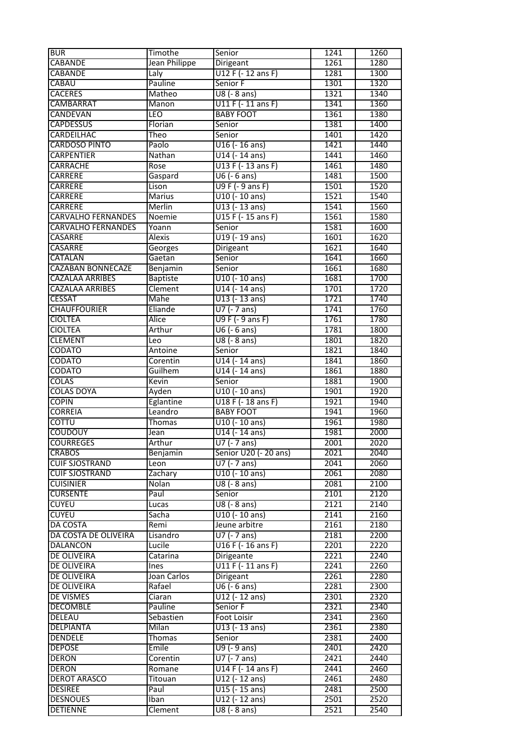| BUR | Timothe | Senior | 1241 | 1260 |
|---|---|---|---|---|
| CABANDE | Jean Philippe | Dirigeant | 1261 | 1280 |
| CABANDE | Laly | U12 F (- 12 ans F) | 1281 | 1300 |
| CABAU | Pauline | Senior F | 1301 | 1320 |
| CACERES | Matheo | U8 (- 8 ans) | 1321 | 1340 |
| CAMBARRAT | Manon | U11 F (- 11 ans F) | 1341 | 1360 |
| CANDEVAN | LEO | BABY FOOT | 1361 | 1380 |
| CAPDESSUS | Florian | Senior | 1381 | 1400 |
| CARDEILHAC | Theo | Senior | 1401 | 1420 |
| CARDOSO PINTO | Paolo | U16 (- 16 ans) | 1421 | 1440 |
| CARPENTIER | Nathan | U14 (- 14 ans) | 1441 | 1460 |
| CARRACHE | Rose | U13 F (- 13 ans F) | 1461 | 1480 |
| CARRERE | Gaspard | U6 (- 6 ans) | 1481 | 1500 |
| CARRERE | Lison | U9 F (- 9 ans F) | 1501 | 1520 |
| CARRERE | Marius | U10 (- 10 ans) | 1521 | 1540 |
| CARRERE | Merlin | U13 (- 13 ans) | 1541 | 1560 |
| CARVALHO FERNANDES | Noemie | U15 F (- 15 ans F) | 1561 | 1580 |
| CARVALHO FERNANDES | Yoann | Senior | 1581 | 1600 |
| CASARRE | Alexis | U19 (- 19 ans) | 1601 | 1620 |
| CASARRE | Georges | Dirigeant | 1621 | 1640 |
| CATALAN | Gaetan | Senior | 1641 | 1660 |
| CAZABAN BONNECAZE | Benjamin | Senior | 1661 | 1680 |
| CAZALAA ARRIBES | Baptiste | U10 (- 10 ans) | 1681 | 1700 |
| CAZALAA ARRIBES | Clement | U14 (- 14 ans) | 1701 | 1720 |
| CESSAT | Mahe | U13 (- 13 ans) | 1721 | 1740 |
| CHAUFFOURIER | Eliande | U7 (- 7 ans) | 1741 | 1760 |
| CIOLTEA | Alice | U9 F (- 9 ans F) | 1761 | 1780 |
| CIOLTEA | Arthur | U6 (- 6 ans) | 1781 | 1800 |
| CLEMENT | Leo | U8 (- 8 ans) | 1801 | 1820 |
| CODATO | Antoine | Senior | 1821 | 1840 |
| CODATO | Corentin | U14 (- 14 ans) | 1841 | 1860 |
| CODATO | Guilhem | U14 (- 14 ans) | 1861 | 1880 |
| COLAS | Kevin | Senior | 1881 | 1900 |
| COLAS DOYA | Ayden | U10 (- 10 ans) | 1901 | 1920 |
| COPIN | Eglantine | U18 F (- 18 ans F) | 1921 | 1940 |
| CORREIA | Leandro | BABY FOOT | 1941 | 1960 |
| COTTU | Thomas | U10 (- 10 ans) | 1961 | 1980 |
| COUDOUY | Jean | U14 (- 14 ans) | 1981 | 2000 |
| COURREGES | Arthur | U7 (- 7 ans) | 2001 | 2020 |
| CRABOS | Benjamin | Senior U20 (- 20 ans) | 2021 | 2040 |
| CUIF SJOSTRAND | Leon | U7 (- 7 ans) | 2041 | 2060 |
| CUIF SJOSTRAND | Zachary | U10 (- 10 ans) | 2061 | 2080 |
| CUISINIER | Nolan | U8 (- 8 ans) | 2081 | 2100 |
| CURSENTE | Paul | Senior | 2101 | 2120 |
| CUYEU | Lucas | U8 (- 8 ans) | 2121 | 2140 |
| CUYEU | Sacha | U10 (- 10 ans) | 2141 | 2160 |
| DA COSTA | Remi | Jeune arbitre | 2161 | 2180 |
| DA COSTA DE OLIVEIRA | Lisandro | U7 (- 7 ans) | 2181 | 2200 |
| DALANCON | Lucile | U16 F (- 16 ans F) | 2201 | 2220 |
| DE OLIVEIRA | Catarina | Dirigeante | 2221 | 2240 |
| DE OLIVEIRA | Ines | U11 F (- 11 ans F) | 2241 | 2260 |
| DE OLIVEIRA | Joan Carlos | Dirigeant | 2261 | 2280 |
| DE OLIVEIRA | Rafael | U6 (- 6 ans) | 2281 | 2300 |
| DE VISMES | Ciaran | U12 (- 12 ans) | 2301 | 2320 |
| DECOMBLE | Pauline | Senior F | 2321 | 2340 |
| DELEAU | Sebastien | Foot Loisir | 2341 | 2360 |
| DELPIANTA | Milan | U13 (- 13 ans) | 2361 | 2380 |
| DENDELE | Thomas | Senior | 2381 | 2400 |
| DEPOSE | Emile | U9 (- 9 ans) | 2401 | 2420 |
| DERON | Corentin | U7 (- 7 ans) | 2421 | 2440 |
| DERON | Romane | U14 F (- 14 ans F) | 2441 | 2460 |
| DEROT ARASCO | Titouan | U12 (- 12 ans) | 2461 | 2480 |
| DESIREE | Paul | U15 (- 15 ans) | 2481 | 2500 |
| DESNOUES | Iban | U12 (- 12 ans) | 2501 | 2520 |
| DETIENNE | Clement | U8 (- 8 ans) | 2521 | 2540 |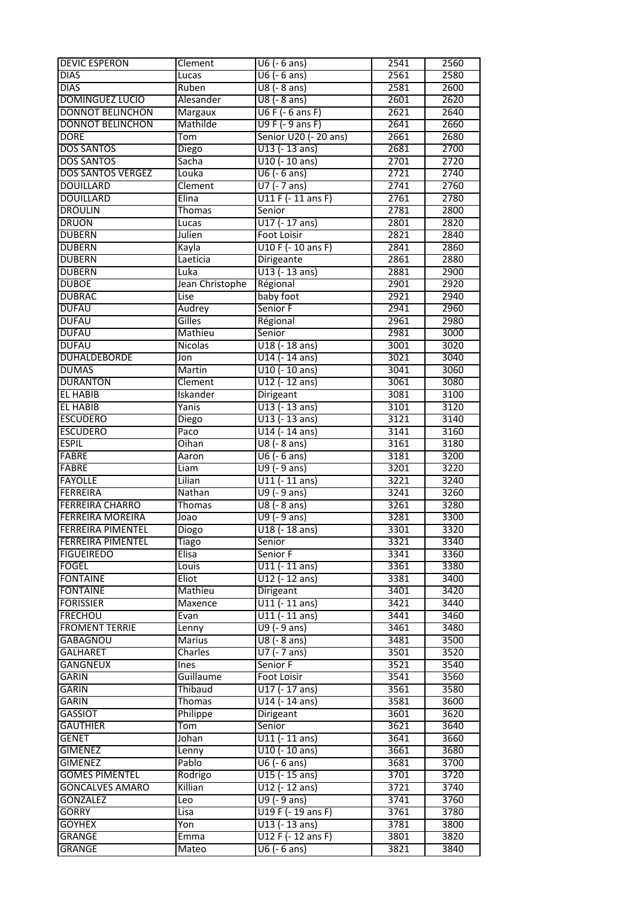| DEVIC ESPERON | Clement | U6 (- 6 ans) | 2541 | 2560 |
|---|---|---|---|---|
| DIAS | Lucas | U6 (- 6 ans) | 2561 | 2580 |
| DIAS | Ruben | U8 (- 8 ans) | 2581 | 2600 |
| DOMINGUEZ LUCIO | Alesander | U8 (- 8 ans) | 2601 | 2620 |
| DONNOT BELINCHON | Margaux | U6 F (- 6 ans F) | 2621 | 2640 |
| DONNOT BELINCHON | Mathilde | U9 F (- 9 ans F) | 2641 | 2660 |
| DORE | Tom | Senior U20 (- 20 ans) | 2661 | 2680 |
| DOS SANTOS | Diego | U13 (- 13 ans) | 2681 | 2700 |
| DOS SANTOS | Sacha | U10 (- 10 ans) | 2701 | 2720 |
| DOS SANTOS VERGEZ | Louka | U6 (- 6 ans) | 2721 | 2740 |
| DOUILLARD | Clement | U7 (- 7 ans) | 2741 | 2760 |
| DOUILLARD | Elina | U11 F (- 11 ans F) | 2761 | 2780 |
| DROULIN | Thomas | Senior | 2781 | 2800 |
| DRUON | Lucas | U17 (- 17 ans) | 2801 | 2820 |
| DUBERN | Julien | Foot Loisir | 2821 | 2840 |
| DUBERN | Kayla | U10 F (- 10 ans F) | 2841 | 2860 |
| DUBERN | Laeticia | Dirigeante | 2861 | 2880 |
| DUBERN | Luka | U13 (- 13 ans) | 2881 | 2900 |
| DUBOE | Jean Christophe | Régional | 2901 | 2920 |
| DUBRAC | Lise | baby foot | 2921 | 2940 |
| DUFAU | Audrey | Senior F | 2941 | 2960 |
| DUFAU | Gilles | Régional | 2961 | 2980 |
| DUFAU | Mathieu | Senior | 2981 | 3000 |
| DUFAU | Nicolas | U18 (- 18 ans) | 3001 | 3020 |
| DUHALDEBORDE | Jon | U14 (- 14 ans) | 3021 | 3040 |
| DUMAS | Martin | U10 (- 10 ans) | 3041 | 3060 |
| DURANTON | Clement | U12 (- 12 ans) | 3061 | 3080 |
| EL HABIB | Iskander | Dirigeant | 3081 | 3100 |
| EL HABIB | Yanis | U13 (- 13 ans) | 3101 | 3120 |
| ESCUDERO | Diego | U13 (- 13 ans) | 3121 | 3140 |
| ESCUDERO | Paco | U14 (- 14 ans) | 3141 | 3160 |
| ESPIL | Oihan | U8 (- 8 ans) | 3161 | 3180 |
| FABRE | Aaron | U6 (- 6 ans) | 3181 | 3200 |
| FABRE | Liam | U9 (- 9 ans) | 3201 | 3220 |
| FAYOLLE | Lilian | U11 (- 11 ans) | 3221 | 3240 |
| FERREIRA | Nathan | U9 (- 9 ans) | 3241 | 3260 |
| FERREIRA CHARRO | Thomas | U8 (- 8 ans) | 3261 | 3280 |
| FERREIRA MOREIRA | Joao | U9 (- 9 ans) | 3281 | 3300 |
| FERREIRA PIMENTEL | Diogo | U18 (- 18 ans) | 3301 | 3320 |
| FERREIRA PIMENTEL | Tiago | Senior | 3321 | 3340 |
| FIGUEIREDO | Elisa | Senior F | 3341 | 3360 |
| FOGEL | Louis | U11 (- 11 ans) | 3361 | 3380 |
| FONTAINE | Eliot | U12 (- 12 ans) | 3381 | 3400 |
| FONTAINE | Mathieu | Dirigeant | 3401 | 3420 |
| FORISSIER | Maxence | U11 (- 11 ans) | 3421 | 3440 |
| FRECHOU | Evan | U11 (- 11 ans) | 3441 | 3460 |
| FROMENT TERRIE | Lenny | U9 (- 9 ans) | 3461 | 3480 |
| GABAGNOU | Marius | U8 (- 8 ans) | 3481 | 3500 |
| GALHARET | Charles | U7 (- 7 ans) | 3501 | 3520 |
| GANGNEUX | Ines | Senior F | 3521 | 3540 |
| GARIN | Guillaume | Foot Loisir | 3541 | 3560 |
| GARIN | Thibaud | U17 (- 17 ans) | 3561 | 3580 |
| GARIN | Thomas | U14 (- 14 ans) | 3581 | 3600 |
| GASSIOT | Philippe | Dirigeant | 3601 | 3620 |
| GAUTHIER | Tom | Senior | 3621 | 3640 |
| GENET | Johan | U11 (- 11 ans) | 3641 | 3660 |
| GIMENEZ | Lenny | U10 (- 10 ans) | 3661 | 3680 |
| GIMENEZ | Pablo | U6 (- 6 ans) | 3681 | 3700 |
| GOMES PIMENTEL | Rodrigo | U15 (- 15 ans) | 3701 | 3720 |
| GONCALVES AMARO | Killian | U12 (- 12 ans) | 3721 | 3740 |
| GONZALEZ | Leo | U9 (- 9 ans) | 3741 | 3760 |
| GORRY | Lisa | U19 F (- 19 ans F) | 3761 | 3780 |
| GOYHEX | Yon | U13 (- 13 ans) | 3781 | 3800 |
| GRANGE | Emma | U12 F (- 12 ans F) | 3801 | 3820 |
| GRANGE | Mateo | U6 (- 6 ans) | 3821 | 3840 |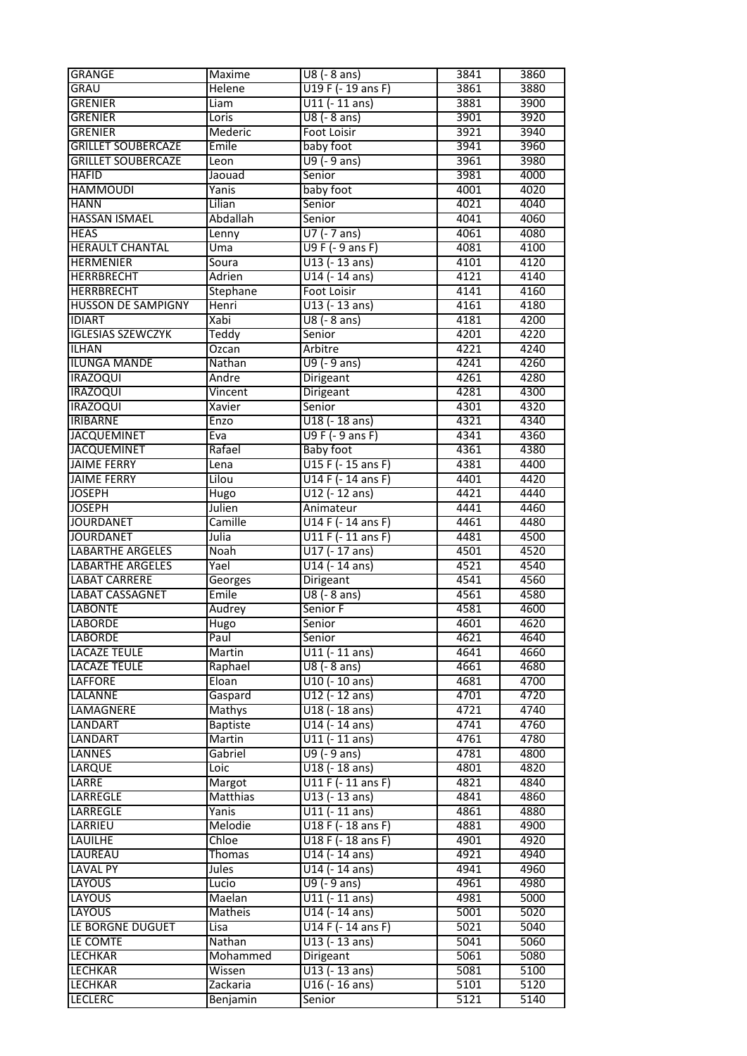| GRANGE | Maxime | U8 (- 8 ans) | 3841 | 3860 |
|---|---|---|---|---|
| GRAU | Helene | U19 F (- 19 ans F) | 3861 | 3880 |
| GRENIER | Liam | U11 (- 11 ans) | 3881 | 3900 |
| GRENIER | Loris | U8 (- 8 ans) | 3901 | 3920 |
| GRENIER | Mederic | Foot Loisir | 3921 | 3940 |
| GRILLET SOUBERCAZE | Emile | baby foot | 3941 | 3960 |
| GRILLET SOUBERCAZE | Leon | U9 (- 9 ans) | 3961 | 3980 |
| HAFID | Jaouad | Senior | 3981 | 4000 |
| HAMMOUDI | Yanis | baby foot | 4001 | 4020 |
| HANN | Lilian | Senior | 4021 | 4040 |
| HASSAN ISMAEL | Abdallah | Senior | 4041 | 4060 |
| HEAS | Lenny | U7 (- 7 ans) | 4061 | 4080 |
| HERAULT CHANTAL | Uma | U9 F (- 9 ans F) | 4081 | 4100 |
| HERMENIER | Soura | U13 (- 13 ans) | 4101 | 4120 |
| HERRBRECHT | Adrien | U14 (- 14 ans) | 4121 | 4140 |
| HERRBRECHT | Stephane | Foot Loisir | 4141 | 4160 |
| HUSSON DE SAMPIGNY | Henri | U13 (- 13 ans) | 4161 | 4180 |
| IDIART | Xabi | U8 (- 8 ans) | 4181 | 4200 |
| IGLESIAS SZEWCZYK | Teddy | Senior | 4201 | 4220 |
| ILHAN | Ozcan | Arbitre | 4221 | 4240 |
| ILUNGA MANDE | Nathan | U9 (- 9 ans) | 4241 | 4260 |
| IRAZOQUI | Andre | Dirigeant | 4261 | 4280 |
| IRAZOQUI | Vincent | Dirigeant | 4281 | 4300 |
| IRAZOQUI | Xavier | Senior | 4301 | 4320 |
| IRIBARNE | Enzo | U18 (- 18 ans) | 4321 | 4340 |
| JACQUEMINET | Eva | U9 F (- 9 ans F) | 4341 | 4360 |
| JACQUEMINET | Rafael | Baby foot | 4361 | 4380 |
| JAIME FERRY | Lena | U15 F (- 15 ans F) | 4381 | 4400 |
| JAIME FERRY | Lilou | U14 F (- 14 ans F) | 4401 | 4420 |
| JOSEPH | Hugo | U12 (- 12 ans) | 4421 | 4440 |
| JOSEPH | Julien | Animateur | 4441 | 4460 |
| JOURDANET | Camille | U14 F (- 14 ans F) | 4461 | 4480 |
| JOURDANET | Julia | U11 F (- 11 ans F) | 4481 | 4500 |
| LABARTHE ARGELES | Noah | U17 (- 17 ans) | 4501 | 4520 |
| LABARTHE ARGELES | Yael | U14 (- 14 ans) | 4521 | 4540 |
| LABAT CARRERE | Georges | Dirigeant | 4541 | 4560 |
| LABAT CASSAGNET | Emile | U8 (- 8 ans) | 4561 | 4580 |
| LABONTE | Audrey | Senior F | 4581 | 4600 |
| LABORDE | Hugo | Senior | 4601 | 4620 |
| LABORDE | Paul | Senior | 4621 | 4640 |
| LACAZE TEULE | Martin | U11 (- 11 ans) | 4641 | 4660 |
| LACAZE TEULE | Raphael | U8 (- 8 ans) | 4661 | 4680 |
| LAFFORE | Eloan | U10 (- 10 ans) | 4681 | 4700 |
| LALANNE | Gaspard | U12 (- 12 ans) | 4701 | 4720 |
| LAMAGNERE | Mathys | U18 (- 18 ans) | 4721 | 4740 |
| LANDART | Baptiste | U14 (- 14 ans) | 4741 | 4760 |
| LANDART | Martin | U11 (- 11 ans) | 4761 | 4780 |
| LANNES | Gabriel | U9 (- 9 ans) | 4781 | 4800 |
| LARQUE | Loic | U18 (- 18 ans) | 4801 | 4820 |
| LARRE | Margot | U11 F (- 11 ans F) | 4821 | 4840 |
| LARREGLE | Matthias | U13 (- 13 ans) | 4841 | 4860 |
| LARREGLE | Yanis | U11 (- 11 ans) | 4861 | 4880 |
| LARRIEU | Melodie | U18 F (- 18 ans F) | 4881 | 4900 |
| LAUILHE | Chloe | U18 F (- 18 ans F) | 4901 | 4920 |
| LAUREAU | Thomas | U14 (- 14 ans) | 4921 | 4940 |
| LAVAL PY | Jules | U14 (- 14 ans) | 4941 | 4960 |
| LAYOUS | Lucio | U9 (- 9 ans) | 4961 | 4980 |
| LAYOUS | Maelan | U11 (- 11 ans) | 4981 | 5000 |
| LAYOUS | Matheis | U14 (- 14 ans) | 5001 | 5020 |
| LE BORGNE DUGUET | Lisa | U14 F (- 14 ans F) | 5021 | 5040 |
| LE COMTE | Nathan | U13 (- 13 ans) | 5041 | 5060 |
| LECHKAR | Mohammed | Dirigeant | 5061 | 5080 |
| LECHKAR | Wissen | U13 (- 13 ans) | 5081 | 5100 |
| LECHKAR | Zackaria | U16 (- 16 ans) | 5101 | 5120 |
| LECLERC | Benjamin | Senior | 5121 | 5140 |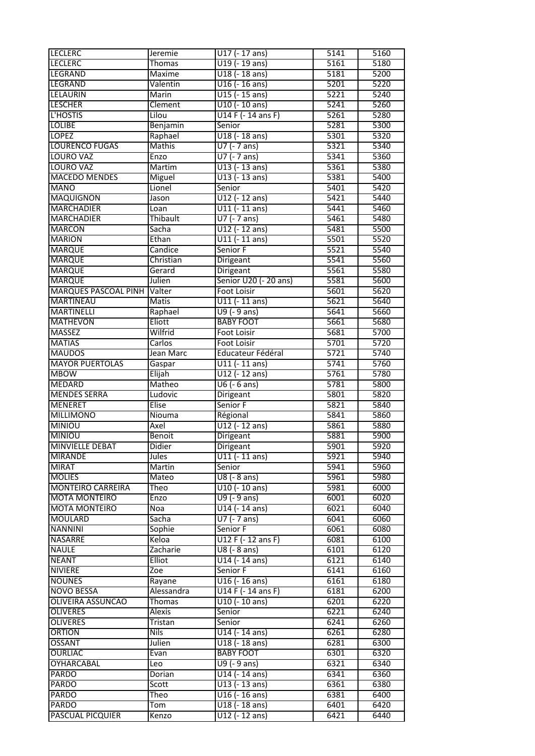| LECLERC | Jeremie | U17 (- 17 ans) | 5141 | 5160 |
|---|---|---|---|---|
| LECLERC | Thomas | U19 (- 19 ans) | 5161 | 5180 |
| LEGRAND | Maxime | U18 (- 18 ans) | 5181 | 5200 |
| LEGRAND | Valentin | U16 (- 16 ans) | 5201 | 5220 |
| LELAURIN | Marin | U15 (- 15 ans) | 5221 | 5240 |
| LESCHER | Clement | U10 (- 10 ans) | 5241 | 5260 |
| L'HOSTIS | Lilou | U14 F (- 14 ans F) | 5261 | 5280 |
| LOLIBE | Benjamin | Senior | 5281 | 5300 |
| LOPEZ | Raphael | U18 (- 18 ans) | 5301 | 5320 |
| LOURENCO FUGAS | Mathis | U7 (- 7 ans) | 5321 | 5340 |
| LOURO VAZ | Enzo | U7 (- 7 ans) | 5341 | 5360 |
| LOURO VAZ | Martim | U13 (- 13 ans) | 5361 | 5380 |
| MACEDO MENDES | Miguel | U13 (- 13 ans) | 5381 | 5400 |
| MANO | Lionel | Senior | 5401 | 5420 |
| MAQUIGNON | Jason | U12 (- 12 ans) | 5421 | 5440 |
| MARCHADIER | Loan | U11 (- 11 ans) | 5441 | 5460 |
| MARCHADIER | Thibault | U7 (- 7 ans) | 5461 | 5480 |
| MARCON | Sacha | U12 (- 12 ans) | 5481 | 5500 |
| MARION | Ethan | U11 (- 11 ans) | 5501 | 5520 |
| MARQUE | Candice | Senior F | 5521 | 5540 |
| MARQUE | Christian | Dirigeant | 5541 | 5560 |
| MARQUE | Gerard | Dirigeant | 5561 | 5580 |
| MARQUE | Julien | Senior U20 (- 20 ans) | 5581 | 5600 |
| MARQUES PASCOAL PINH | Valter | Foot Loisir | 5601 | 5620 |
| MARTINEAU | Matis | U11 (- 11 ans) | 5621 | 5640 |
| MARTINELLI | Raphael | U9 (- 9 ans) | 5641 | 5660 |
| MATHEVON | Eliott | BABY FOOT | 5661 | 5680 |
| MASSEZ | Wilfrid | Foot Loisir | 5681 | 5700 |
| MATIAS | Carlos | Foot Loisir | 5701 | 5720 |
| MAUDOS | Jean Marc | Educateur Fédéral | 5721 | 5740 |
| MAYOR PUERTOLAS | Gaspar | U11 (- 11 ans) | 5741 | 5760 |
| MBOW | Elijah | U12 (- 12 ans) | 5761 | 5780 |
| MEDARD | Matheo | U6 (- 6 ans) | 5781 | 5800 |
| MENDES SERRA | Ludovic | Dirigeant | 5801 | 5820 |
| MENERET | Elise | Senior F | 5821 | 5840 |
| MILLIMONO | Niouma | Régional | 5841 | 5860 |
| MINIOU | Axel | U12 (- 12 ans) | 5861 | 5880 |
| MINIOU | Benoit | Dirigeant | 5881 | 5900 |
| MINVIELLE DEBAT | Didier | Dirigeant | 5901 | 5920 |
| MIRANDE | Jules | U11 (- 11 ans) | 5921 | 5940 |
| MIRAT | Martin | Senior | 5941 | 5960 |
| MOLIES | Mateo | U8 (- 8 ans) | 5961 | 5980 |
| MONTEIRO CARREIRA | Theo | U10 (- 10 ans) | 5981 | 6000 |
| MOTA MONTEIRO | Enzo | U9 (- 9 ans) | 6001 | 6020 |
| MOTA MONTEIRO | Noa | U14 (- 14 ans) | 6021 | 6040 |
| MOULARD | Sacha | U7 (- 7 ans) | 6041 | 6060 |
| NANNINI | Sophie | Senior F | 6061 | 6080 |
| NASARRE | Keloa | U12 F (- 12 ans F) | 6081 | 6100 |
| NAULE | Zacharie | U8 (- 8 ans) | 6101 | 6120 |
| NEANT | Elliot | U14 (- 14 ans) | 6121 | 6140 |
| NIVIERE | Zoe | Senior F | 6141 | 6160 |
| NOUNES | Rayane | U16 (- 16 ans) | 6161 | 6180 |
| NOVO BESSA | Alessandra | U14 F (- 14 ans F) | 6181 | 6200 |
| OLIVEIRA ASSUNCAO | Thomas | U10 (- 10 ans) | 6201 | 6220 |
| OLIVERES | Alexis | Senior | 6221 | 6240 |
| OLIVERES | Tristan | Senior | 6241 | 6260 |
| ORTION | Nils | U14 (- 14 ans) | 6261 | 6280 |
| OSSANT | Julien | U18 (- 18 ans) | 6281 | 6300 |
| OURLIAC | Evan | BABY FOOT | 6301 | 6320 |
| OYHARCABAL | Leo | U9 (- 9 ans) | 6321 | 6340 |
| PARDO | Dorian | U14 (- 14 ans) | 6341 | 6360 |
| PARDO | Scott | U13 (- 13 ans) | 6361 | 6380 |
| PARDO | Theo | U16 (- 16 ans) | 6381 | 6400 |
| PARDO | Tom | U18 (- 18 ans) | 6401 | 6420 |
| PASCUAL PICQUIER | Kenzo | U12 (- 12 ans) | 6421 | 6440 |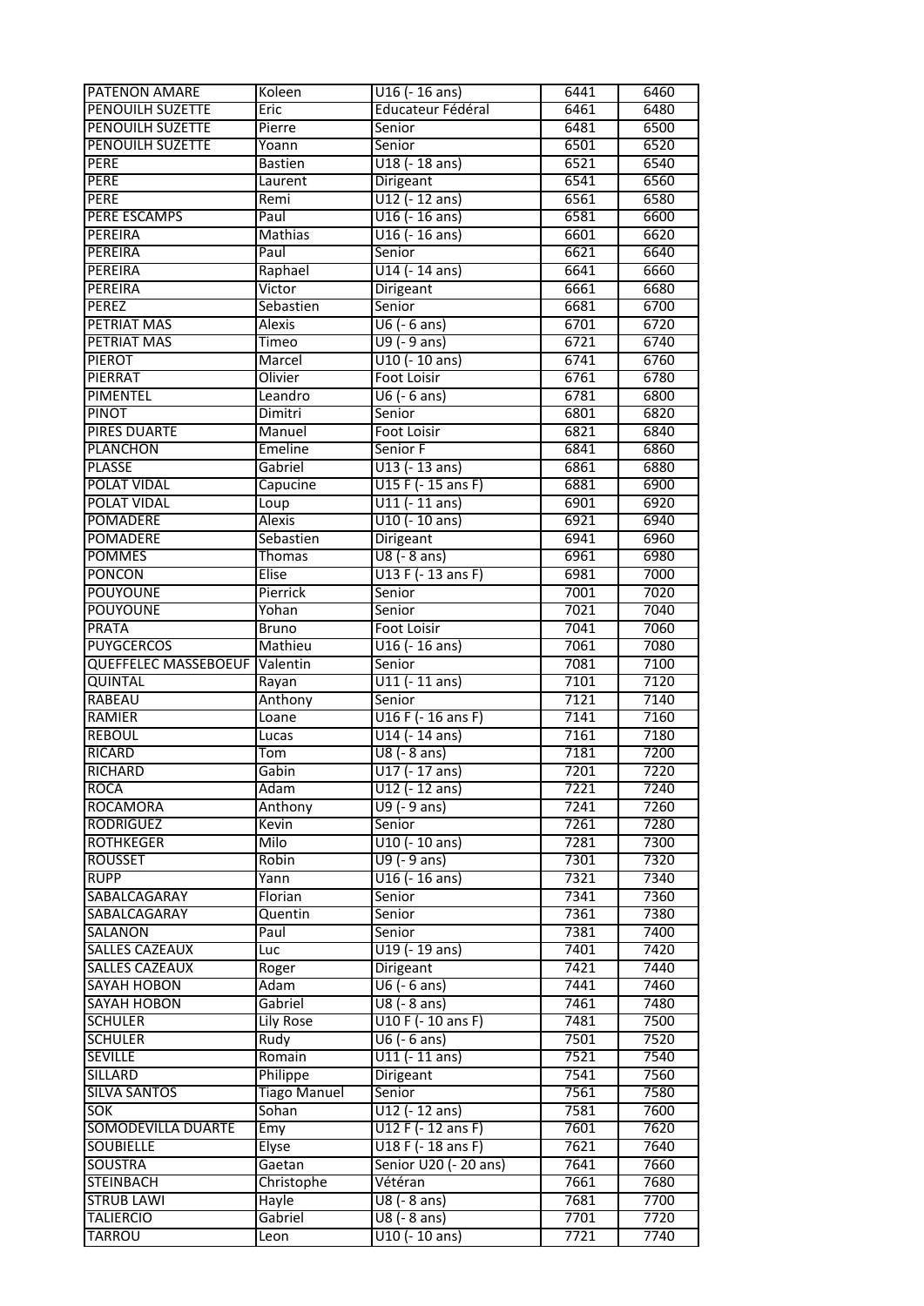| PATENON AMARE | Koleen | U16 (- 16 ans) | 6441 | 6460 |
|---|---|---|---|---|
| PENOUILH SUZETTE | Eric | Educateur Fédéral | 6461 | 6480 |
| PENOUILH SUZETTE | Pierre | Senior | 6481 | 6500 |
| PENOUILH SUZETTE | Yoann | Senior | 6501 | 6520 |
| PERE | Bastien | U18 (- 18 ans) | 6521 | 6540 |
| PERE | Laurent | Dirigeant | 6541 | 6560 |
| PERE | Remi | U12 (- 12 ans) | 6561 | 6580 |
| PERE ESCAMPS | Paul | U16 (- 16 ans) | 6581 | 6600 |
| PEREIRA | Mathias | U16 (- 16 ans) | 6601 | 6620 |
| PEREIRA | Paul | Senior | 6621 | 6640 |
| PEREIRA | Raphael | U14 (- 14 ans) | 6641 | 6660 |
| PEREIRA | Victor | Dirigeant | 6661 | 6680 |
| PEREZ | Sebastien | Senior | 6681 | 6700 |
| PETRIAT MAS | Alexis | U6 (- 6 ans) | 6701 | 6720 |
| PETRIAT MAS | Timeo | U9 (- 9 ans) | 6721 | 6740 |
| PIEROT | Marcel | U10 (- 10 ans) | 6741 | 6760 |
| PIERRAT | Olivier | Foot Loisir | 6761 | 6780 |
| PIMENTEL | Leandro | U6 (- 6 ans) | 6781 | 6800 |
| PINOT | Dimitri | Senior | 6801 | 6820 |
| PIRES DUARTE | Manuel | Foot Loisir | 6821 | 6840 |
| PLANCHON | Emeline | Senior F | 6841 | 6860 |
| PLASSE | Gabriel | U13 (- 13 ans) | 6861 | 6880 |
| POLAT VIDAL | Capucine | U15 F (- 15 ans F) | 6881 | 6900 |
| POLAT VIDAL | Loup | U11 (- 11 ans) | 6901 | 6920 |
| POMADERE | Alexis | U10 (- 10 ans) | 6921 | 6940 |
| POMADERE | Sebastien | Dirigeant | 6941 | 6960 |
| POMMES | Thomas | U8 (- 8 ans) | 6961 | 6980 |
| PONCON | Elise | U13 F (- 13 ans F) | 6981 | 7000 |
| POUYOUNE | Pierrick | Senior | 7001 | 7020 |
| POUYOUNE | Yohan | Senior | 7021 | 7040 |
| PRATA | Bruno | Foot Loisir | 7041 | 7060 |
| PUYGCERCOS | Mathieu | U16 (- 16 ans) | 7061 | 7080 |
| QUEFFELEC MASSEBOEUF | Valentin | Senior | 7081 | 7100 |
| QUINTAL | Rayan | U11 (- 11 ans) | 7101 | 7120 |
| RABEAU | Anthony | Senior | 7121 | 7140 |
| RAMIER | Loane | U16 F (- 16 ans F) | 7141 | 7160 |
| REBOUL | Lucas | U14 (- 14 ans) | 7161 | 7180 |
| RICARD | Tom | U8 (- 8 ans) | 7181 | 7200 |
| RICHARD | Gabin | U17 (- 17 ans) | 7201 | 7220 |
| ROCA | Adam | U12 (- 12 ans) | 7221 | 7240 |
| ROCAMORA | Anthony | U9 (- 9 ans) | 7241 | 7260 |
| RODRIGUEZ | Kevin | Senior | 7261 | 7280 |
| ROTHKEGER | Milo | U10 (- 10 ans) | 7281 | 7300 |
| ROUSSET | Robin | U9 (- 9 ans) | 7301 | 7320 |
| RUPP | Yann | U16 (- 16 ans) | 7321 | 7340 |
| SABALCAGARAY | Florian | Senior | 7341 | 7360 |
| SABALCAGARAY | Quentin | Senior | 7361 | 7380 |
| SALANON | Paul | Senior | 7381 | 7400 |
| SALLES CAZEAUX | Luc | U19 (- 19 ans) | 7401 | 7420 |
| SALLES CAZEAUX | Roger | Dirigeant | 7421 | 7440 |
| SAYAH HOBON | Adam | U6 (- 6 ans) | 7441 | 7460 |
| SAYAH HOBON | Gabriel | U8 (- 8 ans) | 7461 | 7480 |
| SCHULER | Lily Rose | U10 F (- 10 ans F) | 7481 | 7500 |
| SCHULER | Rudy | U6 (- 6 ans) | 7501 | 7520 |
| SEVILLE | Romain | U11 (- 11 ans) | 7521 | 7540 |
| SILLARD | Philippe | Dirigeant | 7541 | 7560 |
| SILVA SANTOS | Tiago Manuel | Senior | 7561 | 7580 |
| SOK | Sohan | U12 (- 12 ans) | 7581 | 7600 |
| SOMODEVILLA DUARTE | Emy | U12 F (- 12 ans F) | 7601 | 7620 |
| SOUBIELLE | Elyse | U18 F (- 18 ans F) | 7621 | 7640 |
| SOUSTRA | Gaetan | Senior U20 (- 20 ans) | 7641 | 7660 |
| STEINBACH | Christophe | Vétéran | 7661 | 7680 |
| STRUB LAWI | Hayle | U8 (- 8 ans) | 7681 | 7700 |
| TALIERCIO | Gabriel | U8 (- 8 ans) | 7701 | 7720 |
| TARROU | Leon | U10 (- 10 ans) | 7721 | 7740 |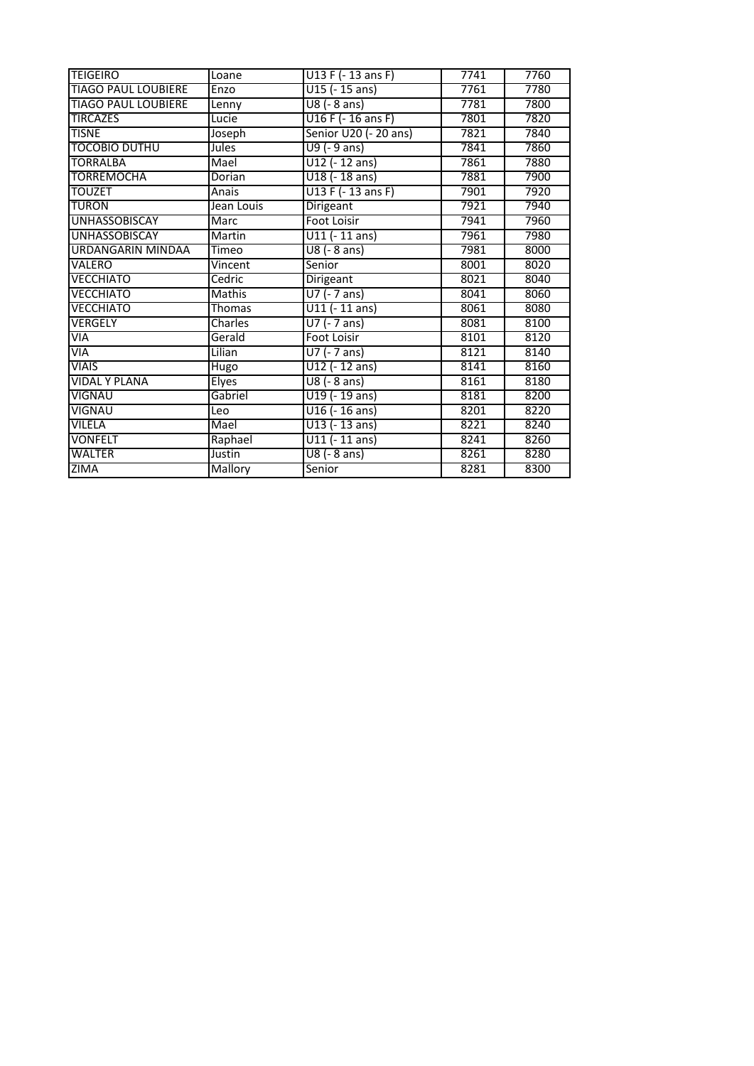| | | | | |
|---|---|---|---|---|
| TEIGEIRO | Loane | U13 F (- 13 ans F) | 7741 | 7760 |
| TIAGO PAUL LOUBIERE | Enzo | U15 (- 15 ans) | 7761 | 7780 |
| TIAGO PAUL LOUBIERE | Lenny | U8 (- 8 ans) | 7781 | 7800 |
| TIRCAZES | Lucie | U16 F (- 16 ans F) | 7801 | 7820 |
| TISNE | Joseph | Senior U20 (- 20 ans) | 7821 | 7840 |
| TOCOBIO DUTHU | Jules | U9 (- 9 ans) | 7841 | 7860 |
| TORRALBA | Mael | U12 (- 12 ans) | 7861 | 7880 |
| TORREMOCHA | Dorian | U18 (- 18 ans) | 7881 | 7900 |
| TOUZET | Anais | U13 F (- 13 ans F) | 7901 | 7920 |
| TURON | Jean Louis | Dirigeant | 7921 | 7940 |
| UNHASSOBISCAY | Marc | Foot Loisir | 7941 | 7960 |
| UNHASSOBISCAY | Martin | U11 (- 11 ans) | 7961 | 7980 |
| URDANGARIN MINDAA | Timeo | U8 (- 8 ans) | 7981 | 8000 |
| VALERO | Vincent | Senior | 8001 | 8020 |
| VECCHIATO | Cedric | Dirigeant | 8021 | 8040 |
| VECCHIATO | Mathis | U7 (- 7 ans) | 8041 | 8060 |
| VECCHIATO | Thomas | U11 (- 11 ans) | 8061 | 8080 |
| VERGELY | Charles | U7 (- 7 ans) | 8081 | 8100 |
| VIA | Gerald | Foot Loisir | 8101 | 8120 |
| VIA | Lilian | U7 (- 7 ans) | 8121 | 8140 |
| VIAIS | Hugo | U12 (- 12 ans) | 8141 | 8160 |
| VIDAL Y PLANA | Elyes | U8 (- 8 ans) | 8161 | 8180 |
| VIGNAU | Gabriel | U19 (- 19 ans) | 8181 | 8200 |
| VIGNAU | Leo | U16 (- 16 ans) | 8201 | 8220 |
| VILELA | Mael | U13 (- 13 ans) | 8221 | 8240 |
| VONFELT | Raphael | U11 (- 11 ans) | 8241 | 8260 |
| WALTER | Justin | U8 (- 8 ans) | 8261 | 8280 |
| ZIMA | Mallory | Senior | 8281 | 8300 |